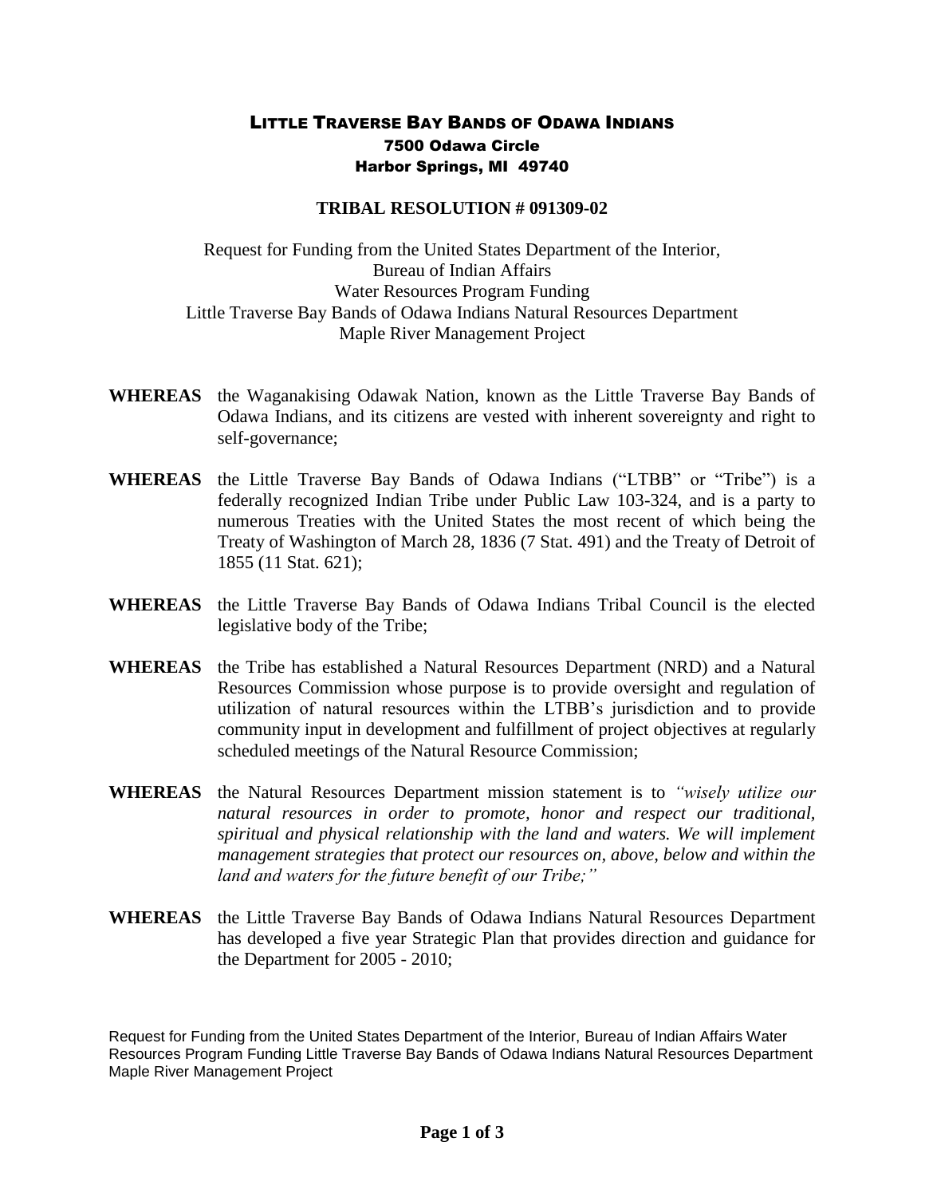# LITTLE TRAVERSE BAY BANDS OF ODAWA INDIANS

**7500 Odawa Circle**
**Harbor Springs, MI 49740**

## TRIBAL RESOLUTION # 091309-02

Request for Funding from the United States Department of the Interior,
Bureau of Indian Affairs
Water Resources Program Funding
Little Traverse Bay Bands of Odawa Indians Natural Resources Department
Maple River Management Project

**WHEREAS** the Waganakising Odawak Nation, known as the Little Traverse Bay Bands of Odawa Indians, and its citizens are vested with inherent sovereignty and right to self-governance;

**WHEREAS** the Little Traverse Bay Bands of Odawa Indians ("LTBB" or "Tribe") is a federally recognized Indian Tribe under Public Law 103-324, and is a party to numerous Treaties with the United States the most recent of which being the Treaty of Washington of March 28, 1836 (7 Stat. 491) and the Treaty of Detroit of 1855 (11 Stat. 621);

**WHEREAS** the Little Traverse Bay Bands of Odawa Indians Tribal Council is the elected legislative body of the Tribe;

**WHEREAS** the Tribe has established a Natural Resources Department (NRD) and a Natural Resources Commission whose purpose is to provide oversight and regulation of utilization of natural resources within the LTBB's jurisdiction and to provide community input in development and fulfillment of project objectives at regularly scheduled meetings of the Natural Resource Commission;

**WHEREAS** the Natural Resources Department mission statement is to *"wisely utilize our natural resources in order to promote, honor and respect our traditional, spiritual and physical relationship with the land and waters. We will implement management strategies that protect our resources on, above, below and within the land and waters for the future benefit of our Tribe;"*

**WHEREAS** the Little Traverse Bay Bands of Odawa Indians Natural Resources Department has developed a five year Strategic Plan that provides direction and guidance for the Department for 2005 - 2010;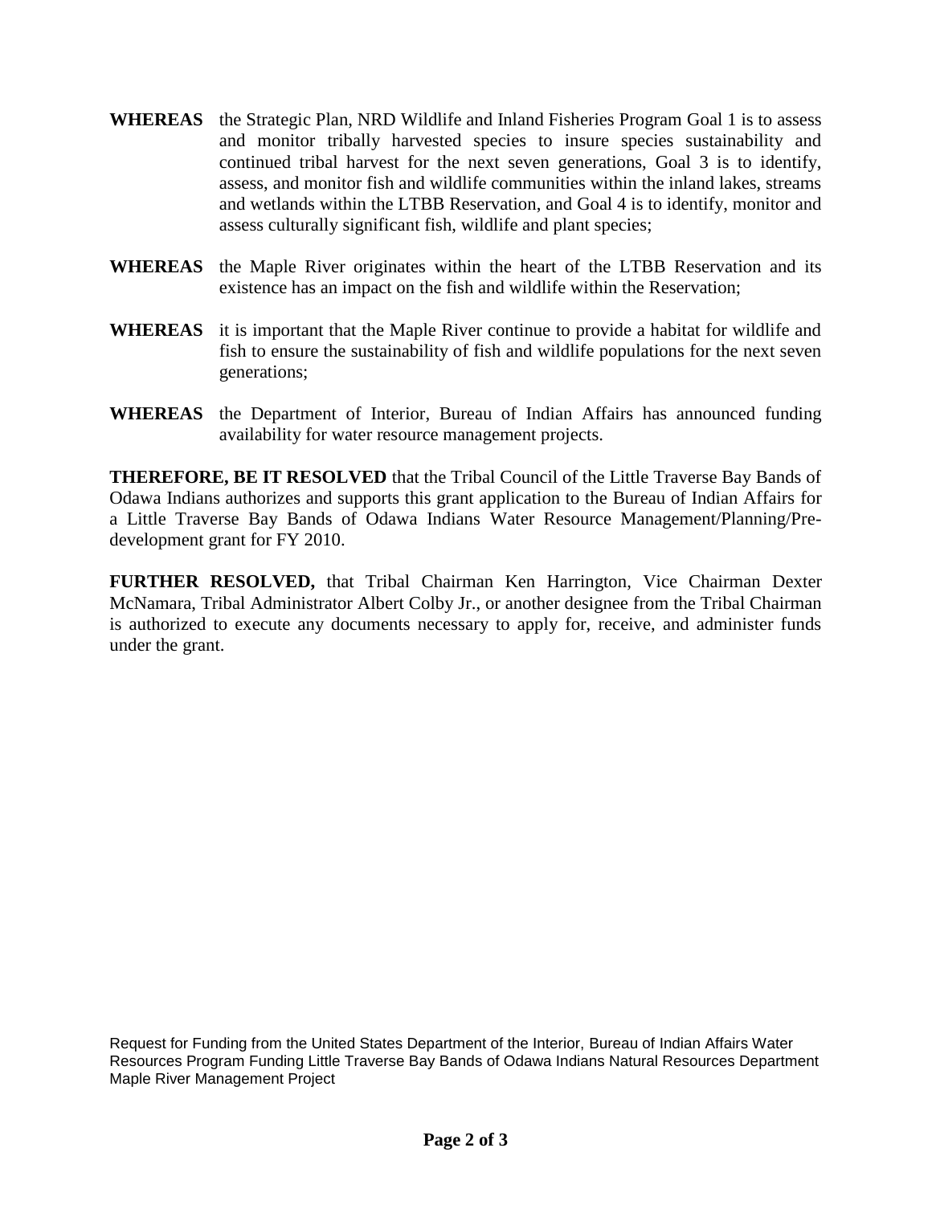**WHEREAS** the Strategic Plan, NRD Wildlife and Inland Fisheries Program Goal 1 is to assess and monitor tribally harvested species to insure species sustainability and continued tribal harvest for the next seven generations, Goal 3 is to identify, assess, and monitor fish and wildlife communities within the inland lakes, streams and wetlands within the LTBB Reservation, and Goal 4 is to identify, monitor and assess culturally significant fish, wildlife and plant species;

**WHEREAS** the Maple River originates within the heart of the LTBB Reservation and its existence has an impact on the fish and wildlife within the Reservation;

**WHEREAS** it is important that the Maple River continue to provide a habitat for wildlife and fish to ensure the sustainability of fish and wildlife populations for the next seven generations;

**WHEREAS** the Department of Interior, Bureau of Indian Affairs has announced funding availability for water resource management projects.

**THEREFORE, BE IT RESOLVED** that the Tribal Council of the Little Traverse Bay Bands of Odawa Indians authorizes and supports this grant application to the Bureau of Indian Affairs for a Little Traverse Bay Bands of Odawa Indians Water Resource Management/Planning/Pre-development grant for FY 2010.

**FURTHER RESOLVED,** that Tribal Chairman Ken Harrington, Vice Chairman Dexter McNamara, Tribal Administrator Albert Colby Jr., or another designee from the Tribal Chairman is authorized to execute any documents necessary to apply for, receive, and administer funds under the grant.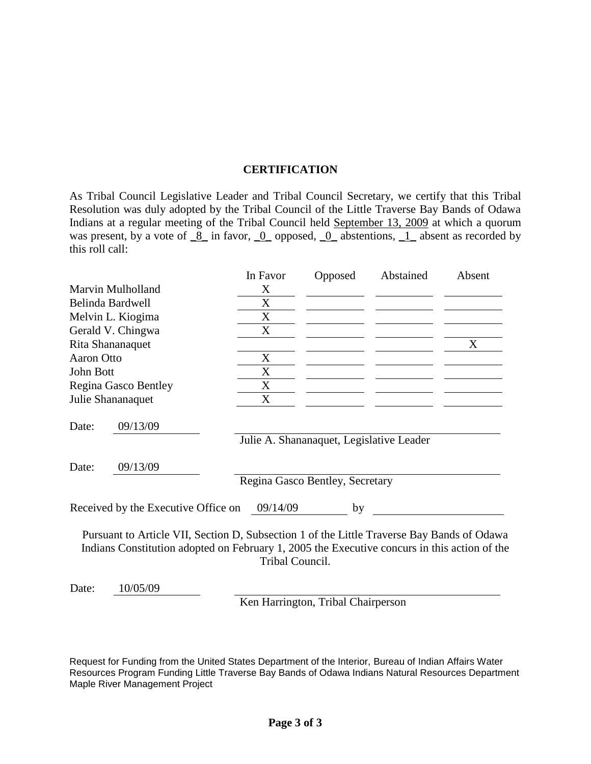## CERTIFICATION

As Tribal Council Legislative Leader and Tribal Council Secretary, we certify that this Tribal Resolution was duly adopted by the Tribal Council of the Little Traverse Bay Bands of Odawa Indians at a regular meeting of the Tribal Council held September 13, 2009 at which a quorum was present, by a vote of _8_ in favor, _0_ opposed, _0_ abstentions, _1_ absent as recorded by this roll call:

| | In Favor | Opposed | Abstained | Absent |
|---|---|---|---|---|
| Marvin Mulholland | X | | | |
| Belinda Bardwell | X | | | |
| Melvin L. Kiogima | X | | | |
| Gerald V. Chingwa | X | | | |
| Rita Shananaquet | | | | X |
| Aaron Otto | X | | | |
| John Bott | X | | | |
| Regina Gasco Bentley | X | | | |
| Julie Shananaquet | X | | | |

Date: 09/13/09

Julie A. Shananaquet, Legislative Leader

Date: 09/13/09

Regina Gasco Bentley, Secretary

Received by the Executive Office on 09/14/09 by ____________________

Pursuant to Article VII, Section D, Subsection 1 of the Little Traverse Bay Bands of Odawa Indians Constitution adopted on February 1, 2005 the Executive concurs in this action of the Tribal Council.

Date: 10/05/09

Ken Harrington, Tribal Chairperson

Request for Funding from the United States Department of the Interior, Bureau of Indian Affairs Water Resources Program Funding Little Traverse Bay Bands of Odawa Indians Natural Resources Department Maple River Management Project